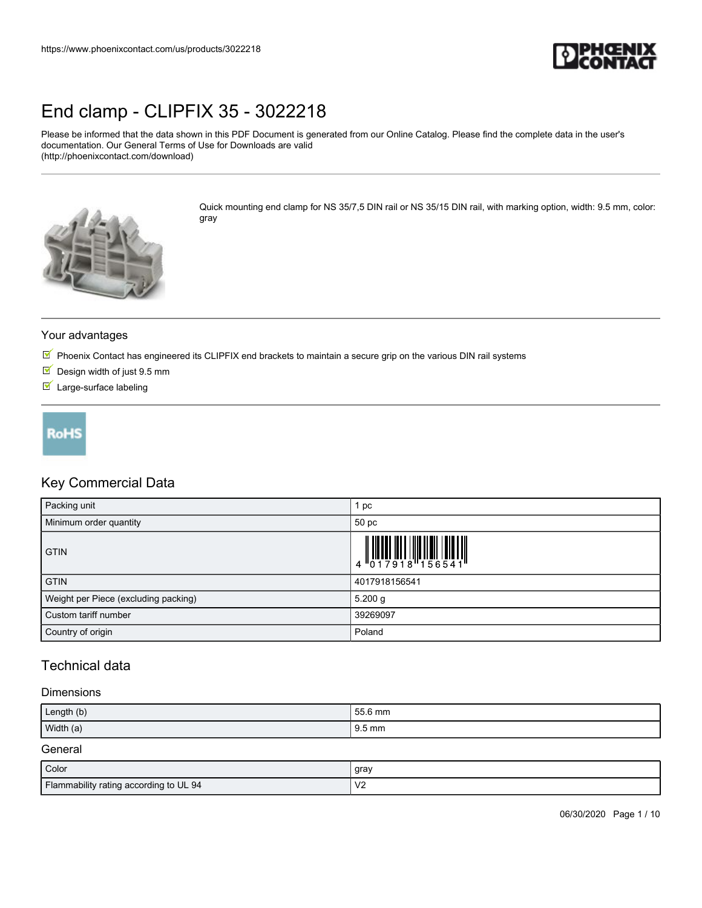# End clamp - CLIPFIX 35 - 3022218

Please be informed that the data shown in this PDF Document is generated from our Online Catalog. Please find the complete data in the user's documentation. Our General Terms of Use for Downloads are valid (http://phoenixcontact.com/download)

Quick mounting end clamp for NS 35/7,5 DIN rail or NS 35/15 DIN rail, with marking option, width: 9.5 mm, color: gray

## Your advantages

- Phoenix Contact has engineered its CLIPFIX end brackets to maintain a secure grip on the various DIN rail systems
- Design width of just 9.5 mm
- Large-surface labeling

RoHS

## Key Commercial Data

| | |
|---|---|
| Packing unit | 1 pc |
| Minimum order quantity | 50 pc |
| GTIN | 4 017918 156541 |
| GTIN | 4017918156541 |
| Weight per Piece (excluding packing) | 5.200 g |
| Custom tariff number | 39269097 |
| Country of origin | Poland |

## Technical data

### Dimensions

| | |
|---|---|
| Length (b) | 55.6 mm |
| Width (a) | 9.5 mm |

### General

| | |
|---|---|
| Color | gray |
| Flammability rating according to UL 94 | V2 |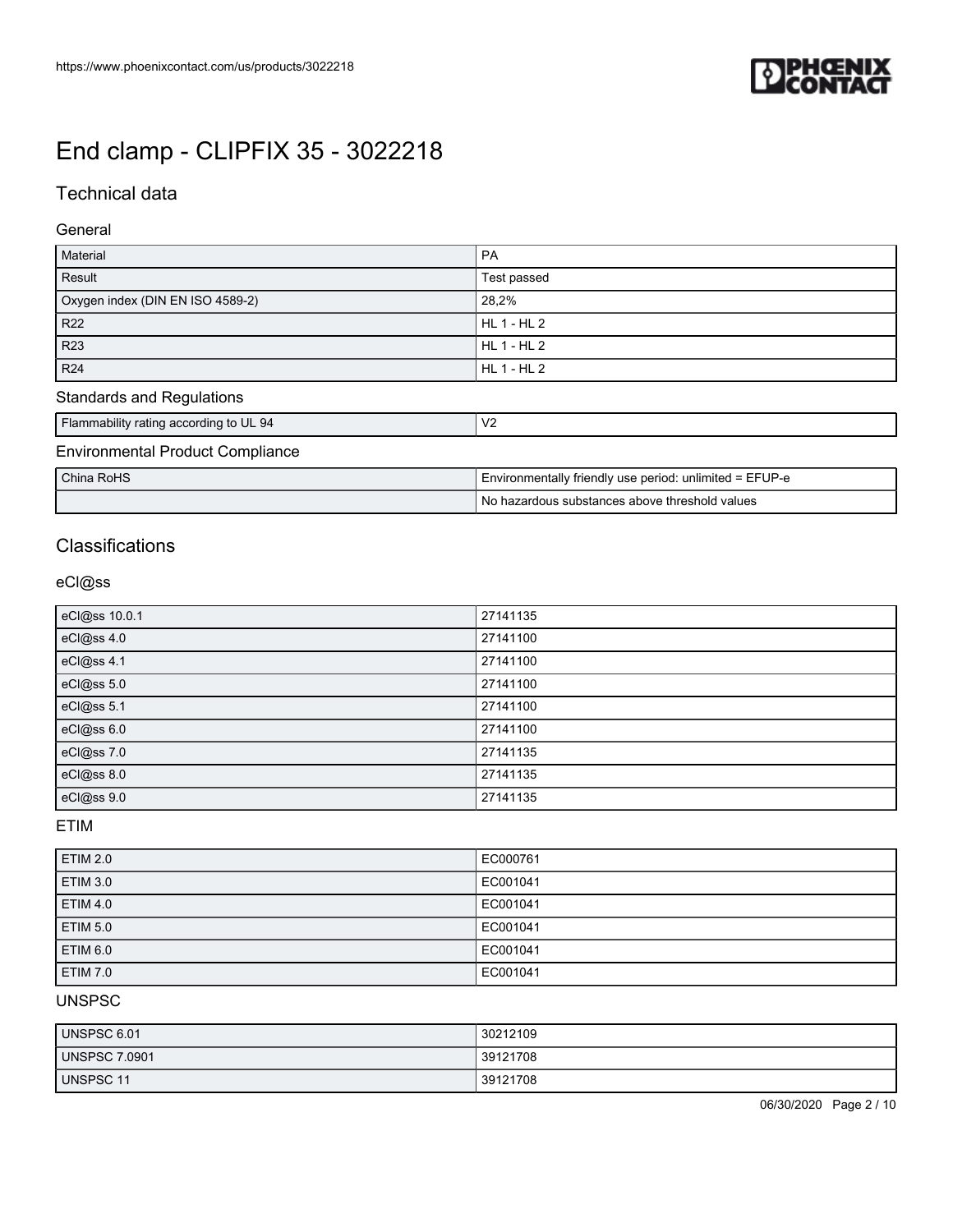# End clamp - CLIPFIX 35 - 3022218

## Technical data

### General

| | |
|---|---|
| Material | PA |
| Result | Test passed |
| Oxygen index (DIN EN ISO 4589-2) | 28,2% |
| R22 | HL 1 - HL 2 |
| R23 | HL 1 - HL 2 |
| R24 | HL 1 - HL 2 |

### Standards and Regulations

| | |
|---|---|
| Flammability rating according to UL 94 | V2 |

### Environmental Product Compliance

| | |
|---|---|
| China RoHS | Environmentally friendly use period: unlimited = EFUP-e |
| | No hazardous substances above threshold values |

## Classifications

### eCl@ss

| | |
|---|---|
| eCl@ss 10.0.1 | 27141135 |
| eCl@ss 4.0 | 27141100 |
| eCl@ss 4.1 | 27141100 |
| eCl@ss 5.0 | 27141100 |
| eCl@ss 5.1 | 27141100 |
| eCl@ss 6.0 | 27141100 |
| eCl@ss 7.0 | 27141135 |
| eCl@ss 8.0 | 27141135 |
| eCl@ss 9.0 | 27141135 |

### ETIM

| | |
|---|---|
| ETIM 2.0 | EC000761 |
| ETIM 3.0 | EC001041 |
| ETIM 4.0 | EC001041 |
| ETIM 5.0 | EC001041 |
| ETIM 6.0 | EC001041 |
| ETIM 7.0 | EC001041 |

### UNSPSC

| | |
|---|---|
| UNSPSC 6.01 | 30212109 |
| UNSPSC 7.0901 | 39121708 |
| UNSPSC 11 | 39121708 |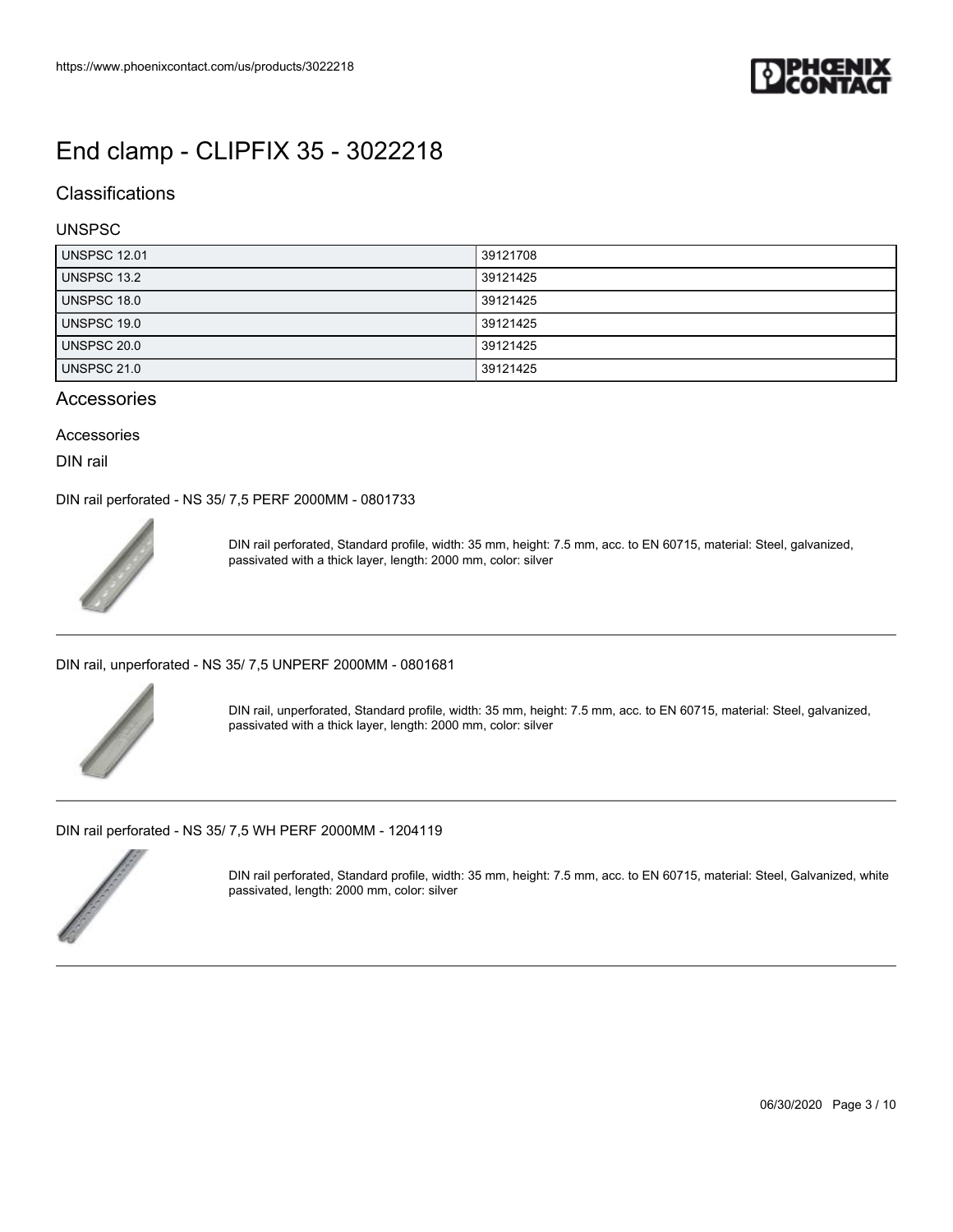# End clamp - CLIPFIX 35 - 3022218

## Classifications

### UNSPSC

| | |
|---|---|
| UNSPSC 12.01 | 39121708 |
| UNSPSC 13.2 | 39121425 |
| UNSPSC 18.0 | 39121425 |
| UNSPSC 19.0 | 39121425 |
| UNSPSC 20.0 | 39121425 |
| UNSPSC 21.0 | 39121425 |

## Accessories

Accessories

DIN rail

DIN rail perforated - NS 35/ 7,5 PERF 2000MM - 0801733

DIN rail perforated, Standard profile, width: 35 mm, height: 7.5 mm, acc. to EN 60715, material: Steel, galvanized, passivated with a thick layer, length: 2000 mm, color: silver

---

DIN rail, unperforated - NS 35/ 7,5 UNPERF 2000MM - 0801681

DIN rail, unperforated, Standard profile, width: 35 mm, height: 7.5 mm, acc. to EN 60715, material: Steel, galvanized, passivated with a thick layer, length: 2000 mm, color: silver

---

DIN rail perforated - NS 35/ 7,5 WH PERF 2000MM - 1204119

DIN rail perforated, Standard profile, width: 35 mm, height: 7.5 mm, acc. to EN 60715, material: Steel, Galvanized, white passivated, length: 2000 mm, color: silver

---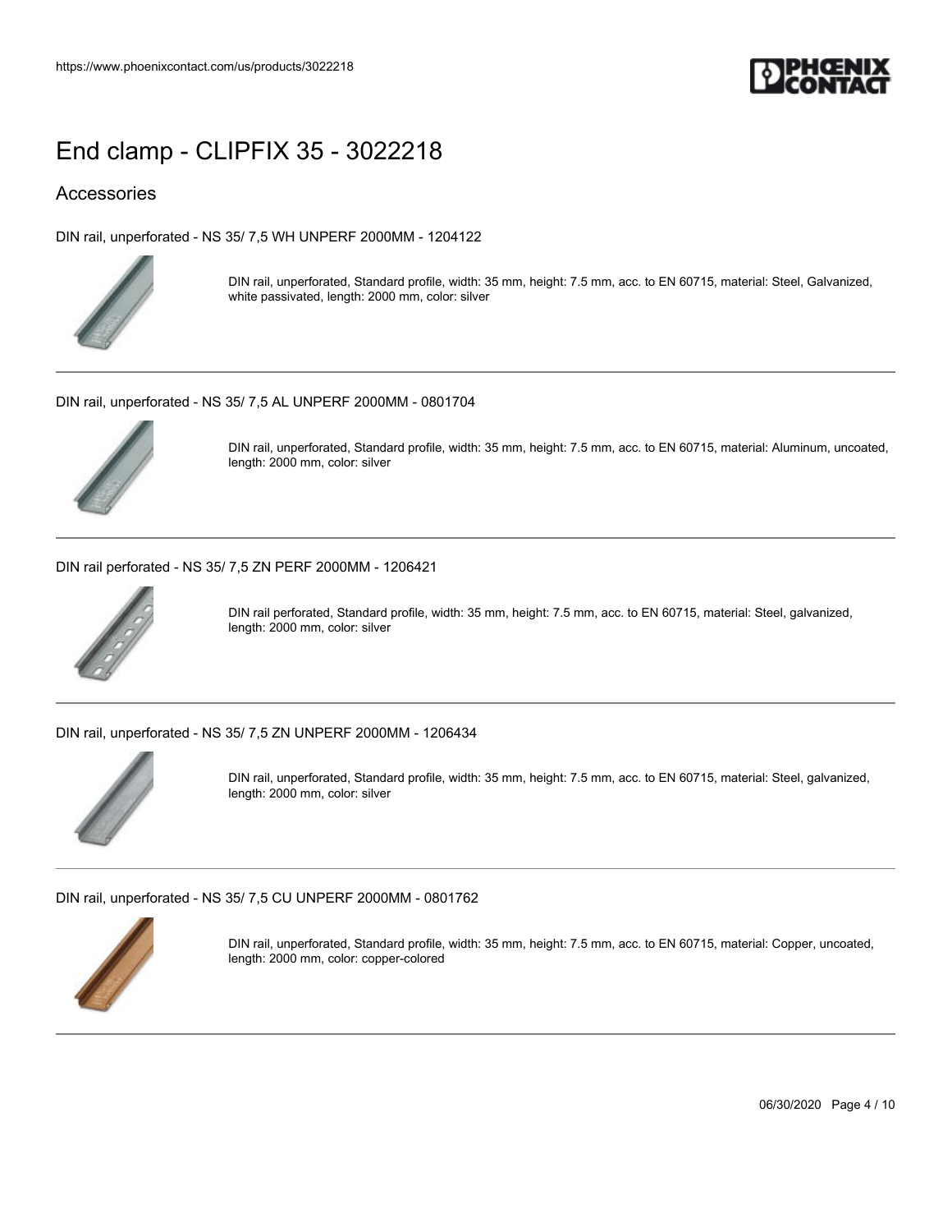# End clamp - CLIPFIX 35 - 3022218

## Accessories

DIN rail, unperforated - NS 35/ 7,5 WH UNPERF 2000MM - 1204122

DIN rail, unperforated, Standard profile, width: 35 mm, height: 7.5 mm, acc. to EN 60715, material: Steel, Galvanized, white passivated, length: 2000 mm, color: silver

---

DIN rail, unperforated - NS 35/ 7,5 AL UNPERF 2000MM - 0801704

DIN rail, unperforated, Standard profile, width: 35 mm, height: 7.5 mm, acc. to EN 60715, material: Aluminum, uncoated, length: 2000 mm, color: silver

---

DIN rail perforated - NS 35/ 7,5 ZN PERF 2000MM - 1206421

DIN rail perforated, Standard profile, width: 35 mm, height: 7.5 mm, acc. to EN 60715, material: Steel, galvanized, length: 2000 mm, color: silver

---

DIN rail, unperforated - NS 35/ 7,5 ZN UNPERF 2000MM - 1206434

DIN rail, unperforated, Standard profile, width: 35 mm, height: 7.5 mm, acc. to EN 60715, material: Steel, galvanized, length: 2000 mm, color: silver

---

DIN rail, unperforated - NS 35/ 7,5 CU UNPERF 2000MM - 0801762

DIN rail, unperforated, Standard profile, width: 35 mm, height: 7.5 mm, acc. to EN 60715, material: Copper, uncoated, length: 2000 mm, color: copper-colored

---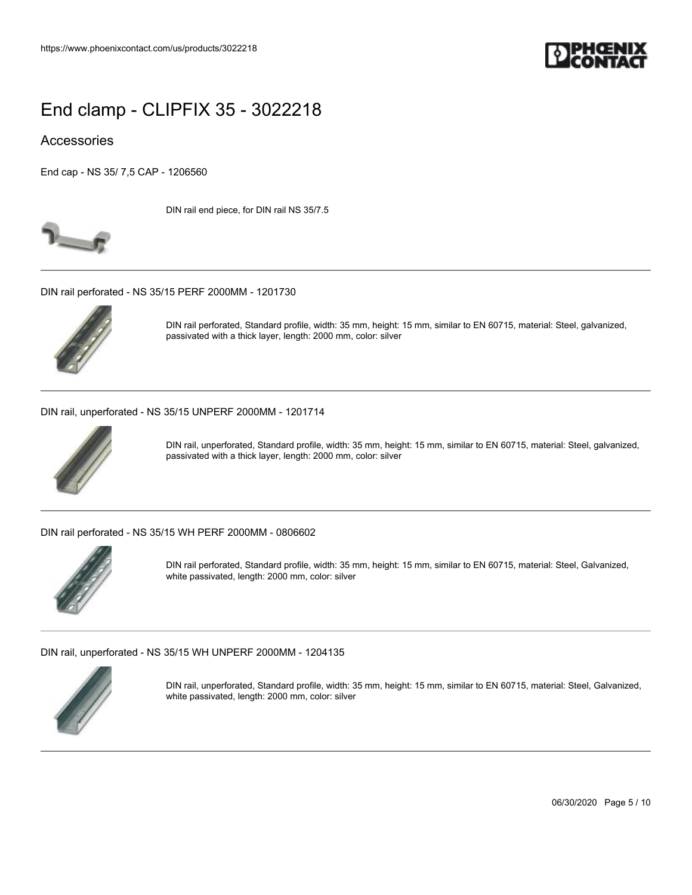# End clamp - CLIPFIX 35 - 3022218

## Accessories

End cap - NS 35/ 7,5 CAP - 1206560

DIN rail end piece, for DIN rail NS 35/7.5

---

DIN rail perforated - NS 35/15 PERF 2000MM - 1201730

DIN rail perforated, Standard profile, width: 35 mm, height: 15 mm, similar to EN 60715, material: Steel, galvanized, passivated with a thick layer, length: 2000 mm, color: silver

---

DIN rail, unperforated - NS 35/15 UNPERF 2000MM - 1201714

DIN rail, unperforated, Standard profile, width: 35 mm, height: 15 mm, similar to EN 60715, material: Steel, galvanized, passivated with a thick layer, length: 2000 mm, color: silver

---

DIN rail perforated - NS 35/15 WH PERF 2000MM - 0806602

DIN rail perforated, Standard profile, width: 35 mm, height: 15 mm, similar to EN 60715, material: Steel, Galvanized, white passivated, length: 2000 mm, color: silver

---

DIN rail, unperforated - NS 35/15 WH UNPERF 2000MM - 1204135

DIN rail, unperforated, Standard profile, width: 35 mm, height: 15 mm, similar to EN 60715, material: Steel, Galvanized, white passivated, length: 2000 mm, color: silver

---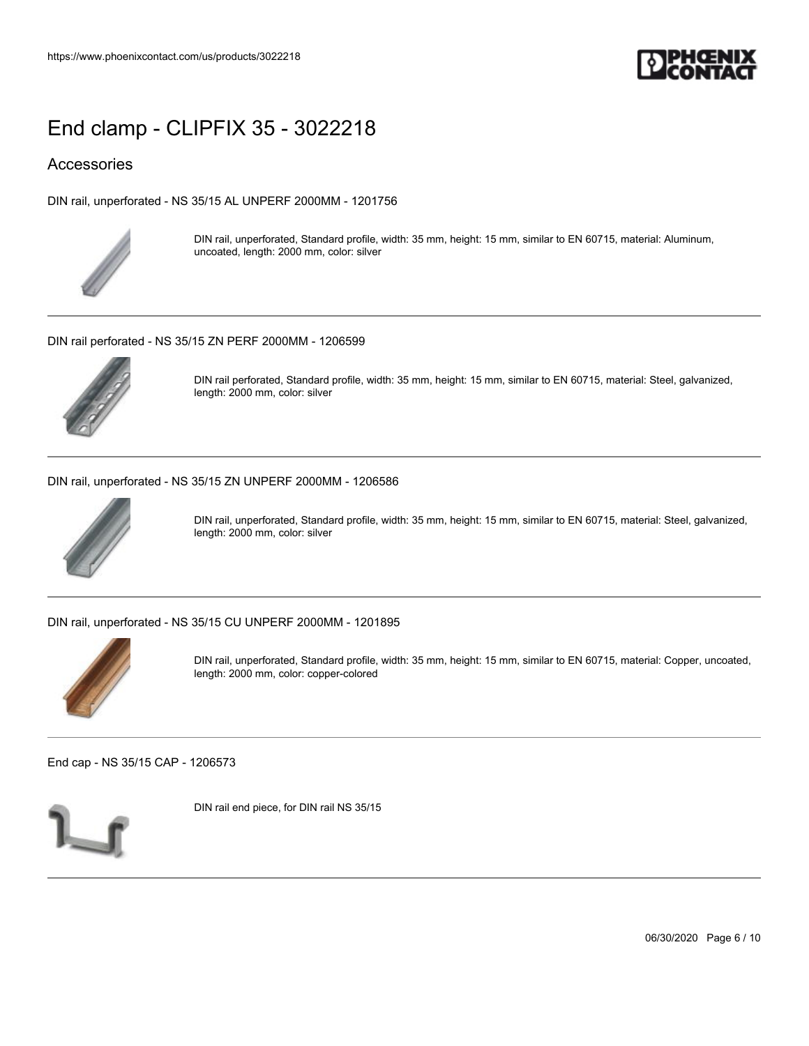# End clamp - CLIPFIX 35 - 3022218

## Accessories

DIN rail, unperforated - NS 35/15 AL UNPERF 2000MM - 1201756

DIN rail, unperforated, Standard profile, width: 35 mm, height: 15 mm, similar to EN 60715, material: Aluminum, uncoated, length: 2000 mm, color: silver

---

DIN rail perforated - NS 35/15 ZN PERF 2000MM - 1206599

DIN rail perforated, Standard profile, width: 35 mm, height: 15 mm, similar to EN 60715, material: Steel, galvanized, length: 2000 mm, color: silver

---

DIN rail, unperforated - NS 35/15 ZN UNPERF 2000MM - 1206586

DIN rail, unperforated, Standard profile, width: 35 mm, height: 15 mm, similar to EN 60715, material: Steel, galvanized, length: 2000 mm, color: silver

---

DIN rail, unperforated - NS 35/15 CU UNPERF 2000MM - 1201895

DIN rail, unperforated, Standard profile, width: 35 mm, height: 15 mm, similar to EN 60715, material: Copper, uncoated, length: 2000 mm, color: copper-colored

---

End cap - NS 35/15 CAP - 1206573

DIN rail end piece, for DIN rail NS 35/15

---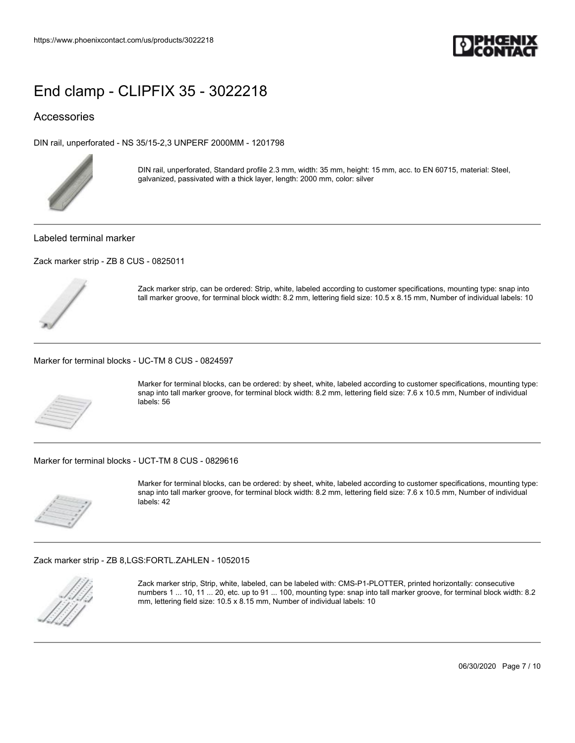# End clamp - CLIPFIX 35 - 3022218

## Accessories

DIN rail, unperforated - NS 35/15-2,3 UNPERF 2000MM - 1201798

DIN rail, unperforated, Standard profile 2.3 mm, width: 35 mm, height: 15 mm, acc. to EN 60715, material: Steel, galvanized, passivated with a thick layer, length: 2000 mm, color: silver

---

### Labeled terminal marker

Zack marker strip - ZB 8 CUS - 0825011

Zack marker strip, can be ordered: Strip, white, labeled according to customer specifications, mounting type: snap into tall marker groove, for terminal block width: 8.2 mm, lettering field size: 10.5 x 8.15 mm, Number of individual labels: 10

---

Marker for terminal blocks - UC-TM 8 CUS - 0824597

Marker for terminal blocks, can be ordered: by sheet, white, labeled according to customer specifications, mounting type: snap into tall marker groove, for terminal block width: 8.2 mm, lettering field size: 7.6 x 10.5 mm, Number of individual labels: 56

---

Marker for terminal blocks - UCT-TM 8 CUS - 0829616

Marker for terminal blocks, can be ordered: by sheet, white, labeled according to customer specifications, mounting type: snap into tall marker groove, for terminal block width: 8.2 mm, lettering field size: 7.6 x 10.5 mm, Number of individual labels: 42

---

Zack marker strip - ZB 8,LGS:FORTL.ZAHLEN - 1052015

Zack marker strip, Strip, white, labeled, can be labeled with: CMS-P1-PLOTTER, printed horizontally: consecutive numbers 1 ... 10, 11 ... 20, etc. up to 91 ... 100, mounting type: snap into tall marker groove, for terminal block width: 8.2 mm, lettering field size: 10.5 x 8.15 mm, Number of individual labels: 10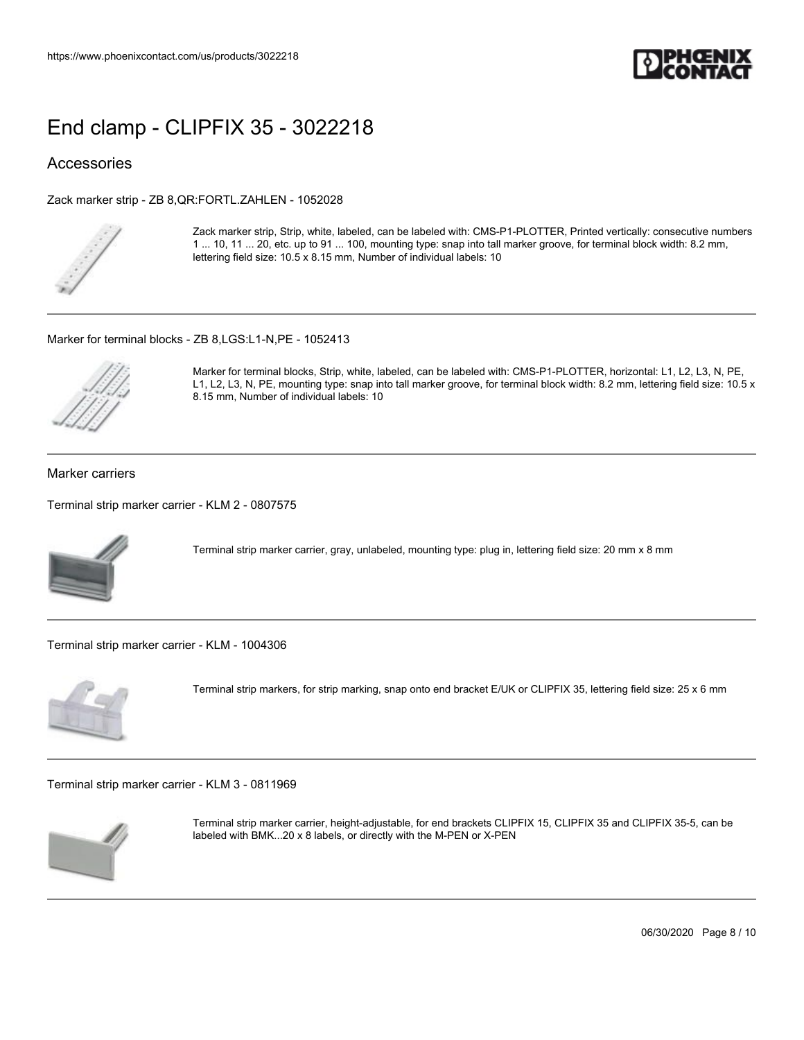# End clamp - CLIPFIX 35 - 3022218

## Accessories

### Zack marker strip - ZB 8,QR:FORTL.ZAHLEN - 1052028

Zack marker strip, Strip, white, labeled, can be labeled with: CMS-P1-PLOTTER, Printed vertically: consecutive numbers 1 ... 10, 11 ... 20, etc. up to 91 ... 100, mounting type: snap into tall marker groove, for terminal block width: 8.2 mm, lettering field size: 10.5 x 8.15 mm, Number of individual labels: 10

### Marker for terminal blocks - ZB 8,LGS:L1-N,PE - 1052413

Marker for terminal blocks, Strip, white, labeled, can be labeled with: CMS-P1-PLOTTER, horizontal: L1, L2, L3, N, PE, L1, L2, L3, N, PE, mounting type: snap into tall marker groove, for terminal block width: 8.2 mm, lettering field size: 10.5 x 8.15 mm, Number of individual labels: 10

## Marker carriers

### Terminal strip marker carrier - KLM 2 - 0807575

Terminal strip marker carrier, gray, unlabeled, mounting type: plug in, lettering field size: 20 mm x 8 mm

### Terminal strip marker carrier - KLM - 1004306

Terminal strip markers, for strip marking, snap onto end bracket E/UK or CLIPFIX 35, lettering field size: 25 x 6 mm

### Terminal strip marker carrier - KLM 3 - 0811969

Terminal strip marker carrier, height-adjustable, for end brackets CLIPFIX 15, CLIPFIX 35 and CLIPFIX 35-5, can be labeled with BMK...20 x 8 labels, or directly with the M-PEN or X-PEN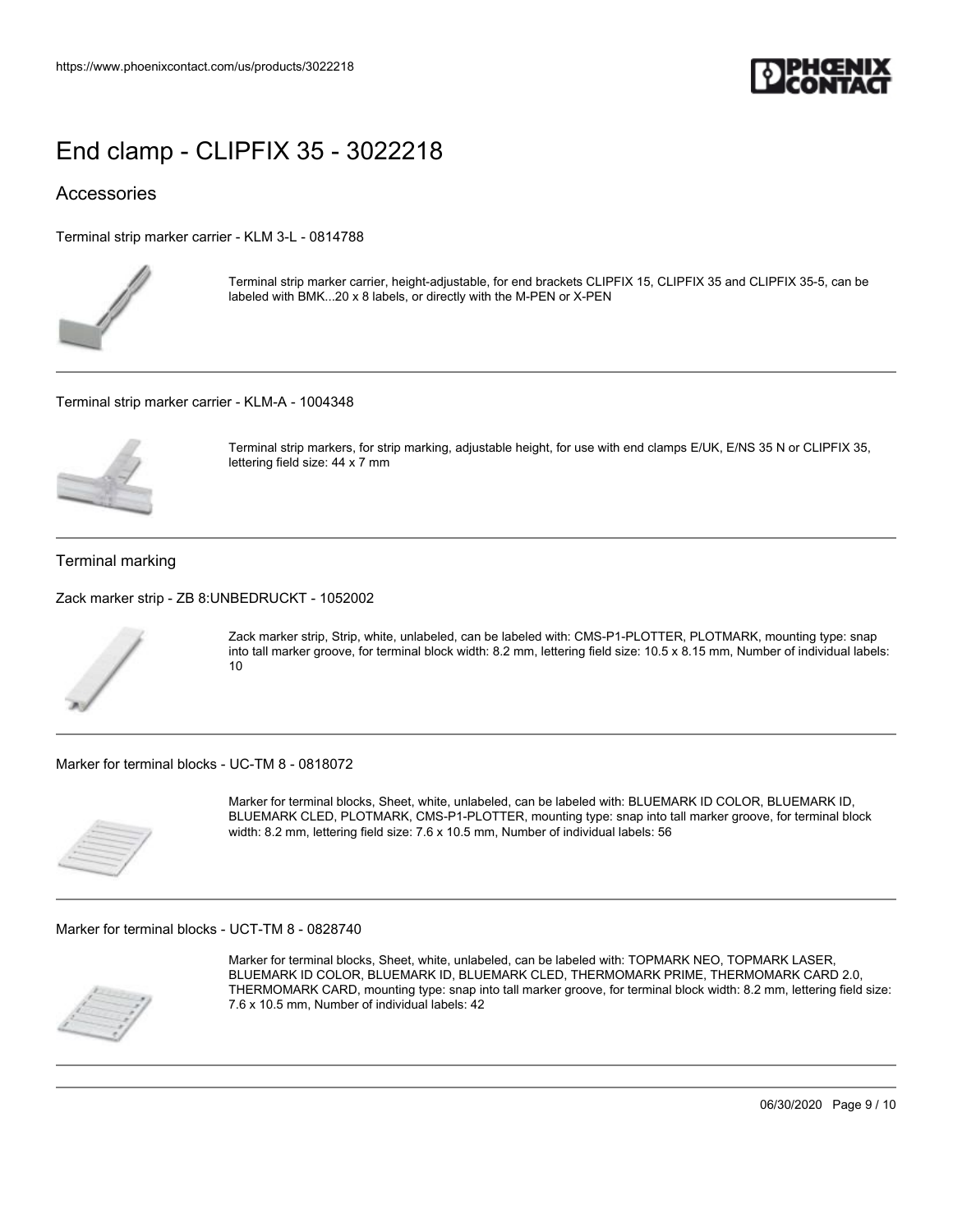# End clamp - CLIPFIX 35 - 3022218

## Accessories

Terminal strip marker carrier - KLM 3-L - 0814788

Terminal strip marker carrier, height-adjustable, for end brackets CLIPFIX 15, CLIPFIX 35 and CLIPFIX 35-5, can be labeled with BMK...20 x 8 labels, or directly with the M-PEN or X-PEN

---

Terminal strip marker carrier - KLM-A - 1004348

Terminal strip markers, for strip marking, adjustable height, for use with end clamps E/UK, E/NS 35 N or CLIPFIX 35, lettering field size: 44 x 7 mm

---

### Terminal marking

Zack marker strip - ZB 8:UNBEDRUCKT - 1052002

Zack marker strip, Strip, white, unlabeled, can be labeled with: CMS-P1-PLOTTER, PLOTMARK, mounting type: snap into tall marker groove, for terminal block width: 8.2 mm, lettering field size: 10.5 x 8.15 mm, Number of individual labels: 10

---

Marker for terminal blocks - UC-TM 8 - 0818072

Marker for terminal blocks, Sheet, white, unlabeled, can be labeled with: BLUEMARK ID COLOR, BLUEMARK ID, BLUEMARK CLED, PLOTMARK, CMS-P1-PLOTTER, mounting type: snap into tall marker groove, for terminal block width: 8.2 mm, lettering field size: 7.6 x 10.5 mm, Number of individual labels: 56

---

Marker for terminal blocks - UCT-TM 8 - 0828740

Marker for terminal blocks, Sheet, white, unlabeled, can be labeled with: TOPMARK NEO, TOPMARK LASER, BLUEMARK ID COLOR, BLUEMARK ID, BLUEMARK CLED, THERMOMARK PRIME, THERMOMARK CARD 2.0, THERMOMARK CARD, mounting type: snap into tall marker groove, for terminal block width: 8.2 mm, lettering field size: 7.6 x 10.5 mm, Number of individual labels: 42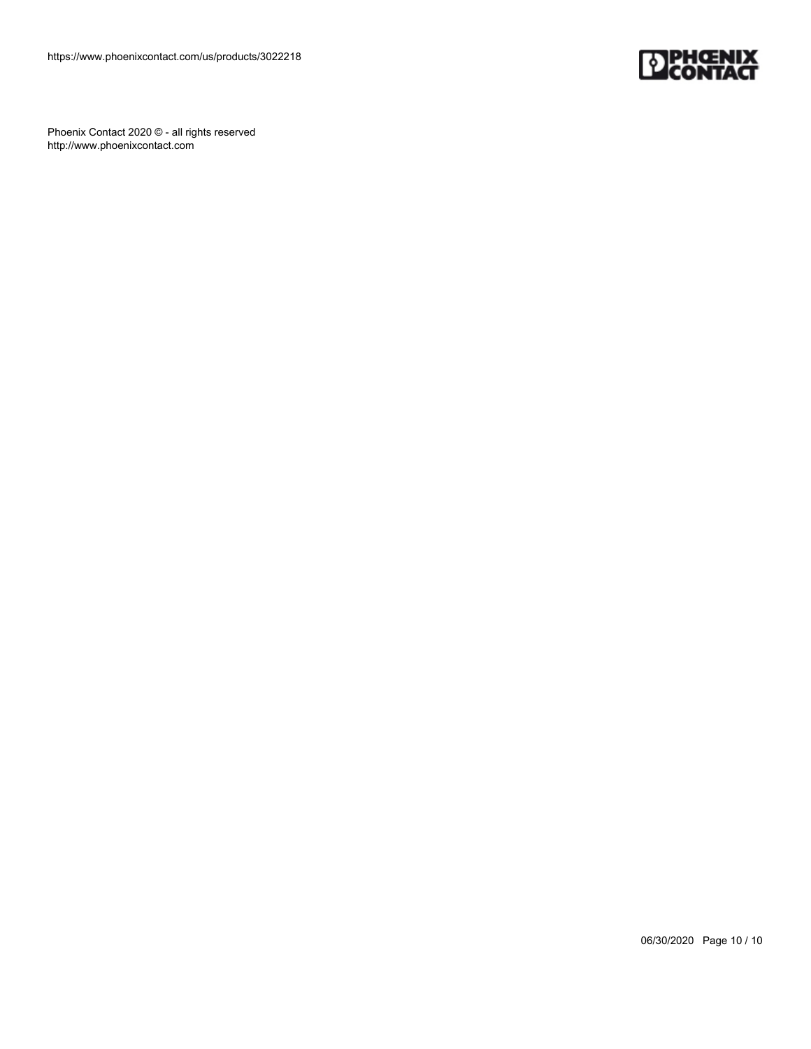Phoenix Contact 2020 © - all rights reserved
http://www.phoenixcontact.com